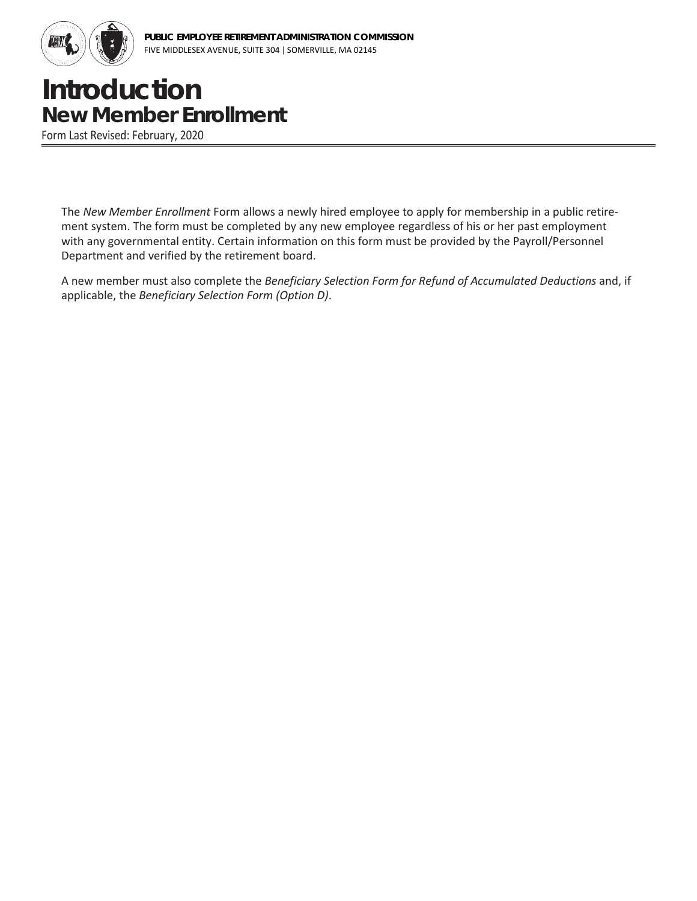**PUBLIC EMPLOYEE RETIREMENT ADMINISTRATION COMMISSION**
FIVE MIDDLESEX AVENUE, SUITE 304 | SOMERVILLE, MA 02145

# Introduction
## New Member Enrollment

Form Last Revised: February, 2020

The *New Member Enrollment* Form allows a newly hired employee to apply for membership in a public retirement system. The form must be completed by any new employee regardless of his or her past employment with any governmental entity. Certain information on this form must be provided by the Payroll/Personnel Department and verified by the retirement board.

A new member must also complete the *Beneficiary Selection Form for Refund of Accumulated Deductions* and, if applicable, the *Beneficiary Selection Form (Option D)*.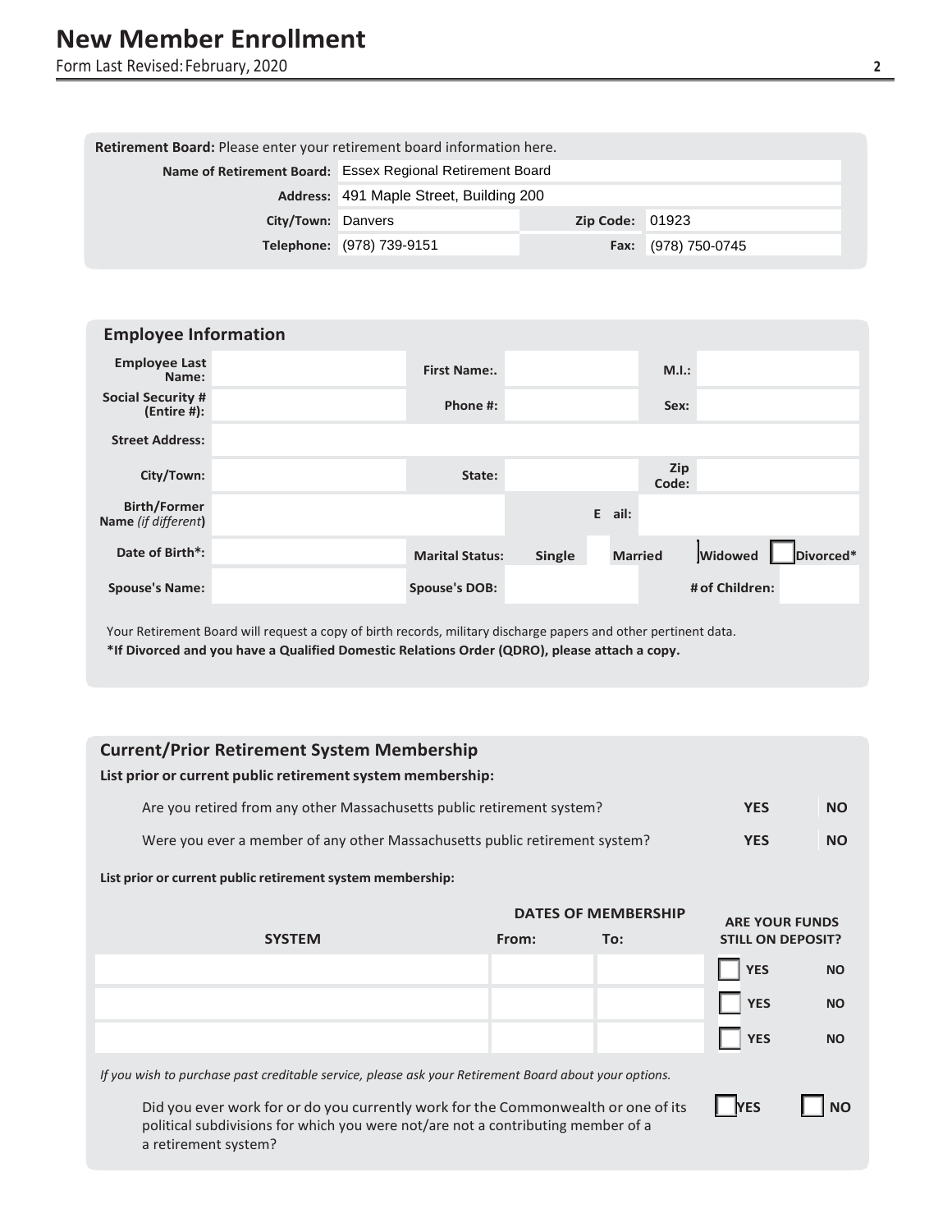# New Member Enrollment

Form Last Revised: February, 2020

**Retirement Board:** Please enter your retirement board information here.

| | | | |
|---|---|---|---|
| **Name of Retirement Board:** | Essex Regional Retirement Board | | |
| **Address:** | 491 Maple Street, Building 200 | | |
| **City/Town:** | Danvers | **Zip Code:** | 01923 |
| **Telephone:** | (978) 739-9151 | **Fax:** | (978) 750-0745 |

## Employee Information

| | | | | | |
|---|---|---|---|---|---|
| **Employee Last Name:** | | **First Name:.** | | **M.I.:** | |
| **Social Security # (Entire #):** | | **Phone #:** | | **Sex:** | |
| **Street Address:** | | | | | |
| **City/Town:** | | **State:** | | **Zip Code:** | |
| **Birth/Former Name** *(if different)* | | | **E ail:** | | |
| **Date of Birth*:** | | **Marital Status:** | **Single** ☐ **Married** ☐ | **Widowed** ☐ | **Divorced*** ☐ |
| **Spouse's Name:** | | **Spouse's DOB:** | | **# of Children:** | |

Your Retirement Board will request a copy of birth records, military discharge papers and other pertinent data.

**\*If Divorced and you have a Qualified Domestic Relations Order (QDRO), please attach a copy.**

## Current/Prior Retirement System Membership

**List prior or current public retirement system membership:**

| | | |
|---|---|---|
| Are you retired from any other Massachusetts public retirement system? | **YES** ☐ | **NO** ☐ |
| Were you ever a member of any other Massachusetts public retirement system? | **YES** ☐ | **NO** ☐ |

**List prior or current public retirement system membership:**

| SYSTEM | DATES OF MEMBERSHIP From: | To: | ARE YOUR FUNDS STILL ON DEPOSIT? | |
|---|---|---|---|---|
| | | | ☐ **YES** | **NO** |
| | | | ☐ **YES** | **NO** |
| | | | ☐ **YES** | **NO** |

*If you wish to purchase past creditable service, please ask your Retirement Board about your options.*

Did you ever work for or do you currently work for the Commonwealth or one of its political subdivisions for which you were not/are not a contributing member of a a retirement system? ☐ **YES** ☐ **NO**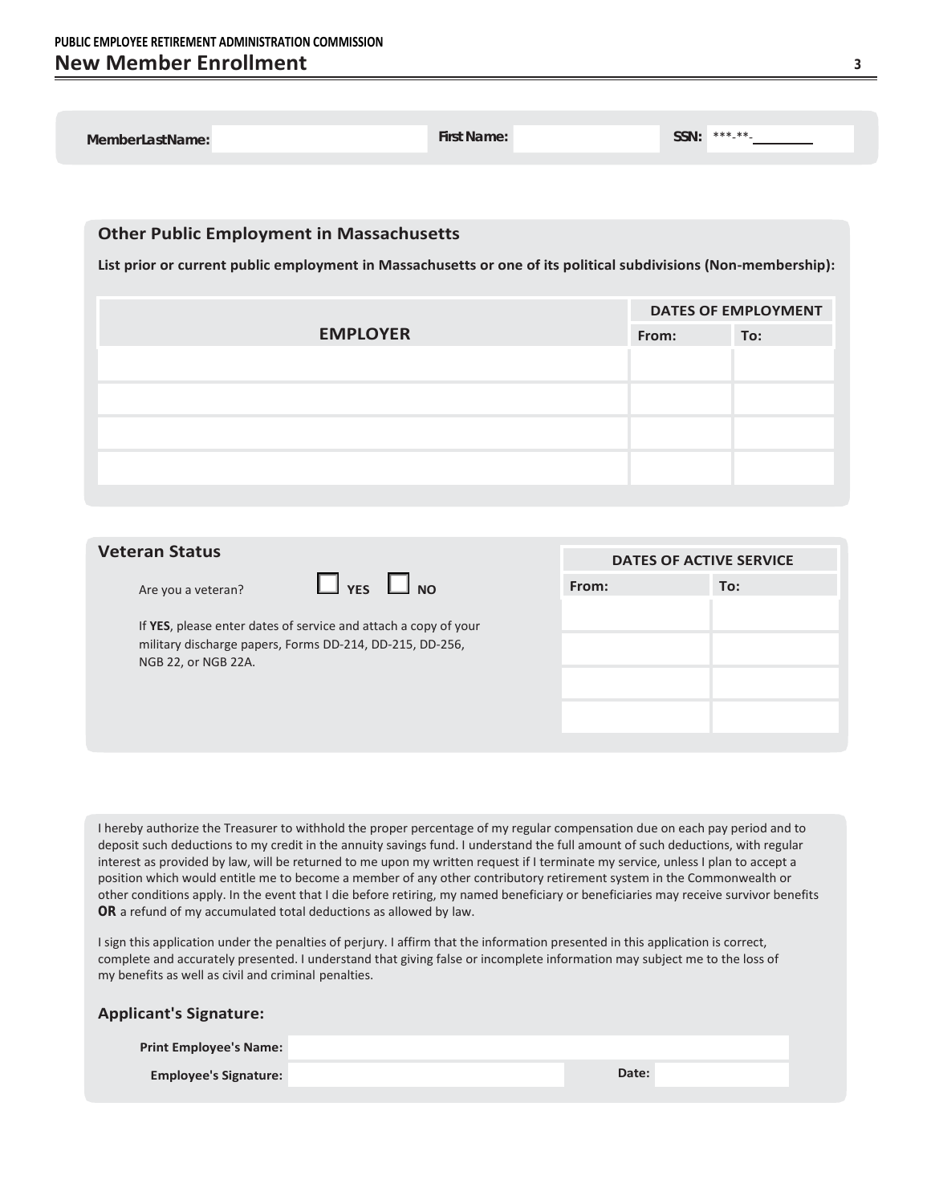PUBLIC EMPLOYEE RETIREMENT ADMINISTRATION COMMISSION

# New Member Enrollment

**MemberLastName:** ____________ **First Name:** ____________ **SSN:** ***-**-________

## Other Public Employment in Massachusetts

**List prior or current public employment in Massachusetts or one of its political subdivisions (Non-membership):**

| EMPLOYER | DATES OF EMPLOYMENT | |
|---|---|---|
| | From: | To: |
| | | |
| | | |
| | | |
| | | |

## Veteran Status

Are you a veteran? ☐ YES ☐ NO

If **YES**, please enter dates of service and attach a copy of your military discharge papers, Forms DD-214, DD-215, DD-256, NGB 22, or NGB 22A.

| DATES OF ACTIVE SERVICE | |
|---|---|
| From: | To: |
| | |
| | |
| | |
| | |

I hereby authorize the Treasurer to withhold the proper percentage of my regular compensation due on each pay period and to deposit such deductions to my credit in the annuity savings fund. I understand the full amount of such deductions, with regular interest as provided by law, will be returned to me upon my written request if I terminate my service, unless I plan to accept a position which would entitle me to become a member of any other contributory retirement system in the Commonwealth or other conditions apply. In the event that I die before retiring, my named beneficiary or beneficiaries may receive survivor benefits **OR** a refund of my accumulated total deductions as allowed by law.

I sign this application under the penalties of perjury. I affirm that the information presented in this application is correct, complete and accurately presented. I understand that giving false or incomplete information may subject me to the loss of my benefits as well as civil and criminal penalties.

### Applicant's Signature:

**Print Employee's Name:** ____________

**Employee's Signature:** ____________ **Date:** ____________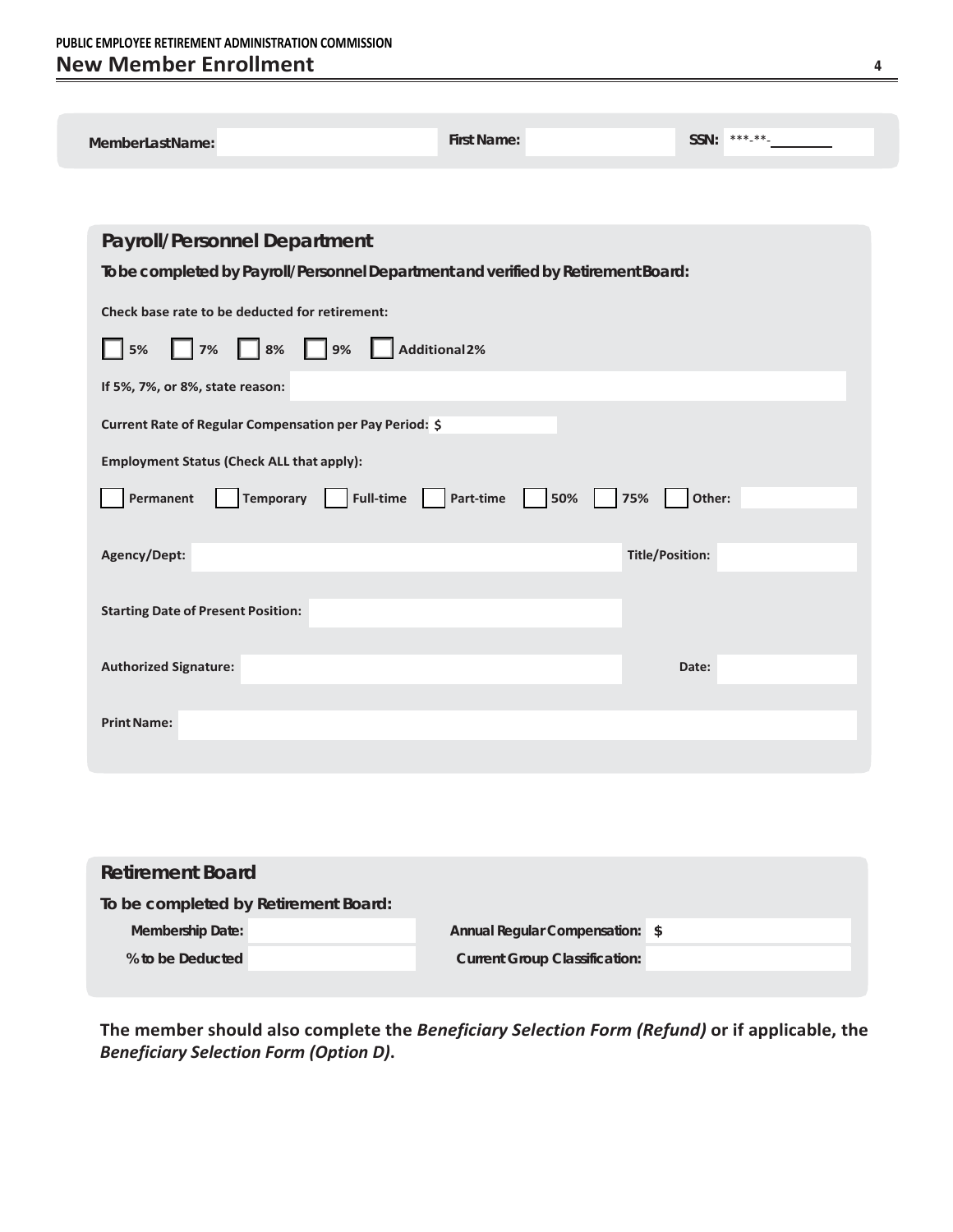## New Member Enrollment

**Member Last Name:** ______ **First Name:** ______ **SSN:** ***-**-______

### Payroll/Personnel Department

**To be completed by Payroll/Personnel Department and verified by Retirement Board:**

**Check base rate to be deducted for retirement:**

☐ 5% ☐ 7% ☐ 8% ☐ 9% ☐ Additional 2%

**If 5%, 7%, or 8%, state reason:** ______

**Current Rate of Regular Compensation per Pay Period: $** ______

**Employment Status (Check ALL that apply):**

☐ Permanent ☐ Temporary ☐ Full-time ☐ Part-time ☐ 50% ☐ 75% ☐ Other: ______

**Agency/Dept:** ______ **Title/Position:** ______

**Starting Date of Present Position:** ______

**Authorized Signature:** ______ **Date:** ______

**Print Name:** ______

### Retirement Board

**To be completed by Retirement Board:**

**Membership Date:** ______ **Annual Regular Compensation: $** ______

**% to be Deducted** ______ **Current Group Classification:** ______

**The member should also complete the *Beneficiary Selection Form (Refund)* or if applicable, the *Beneficiary Selection Form (Option D)*.**